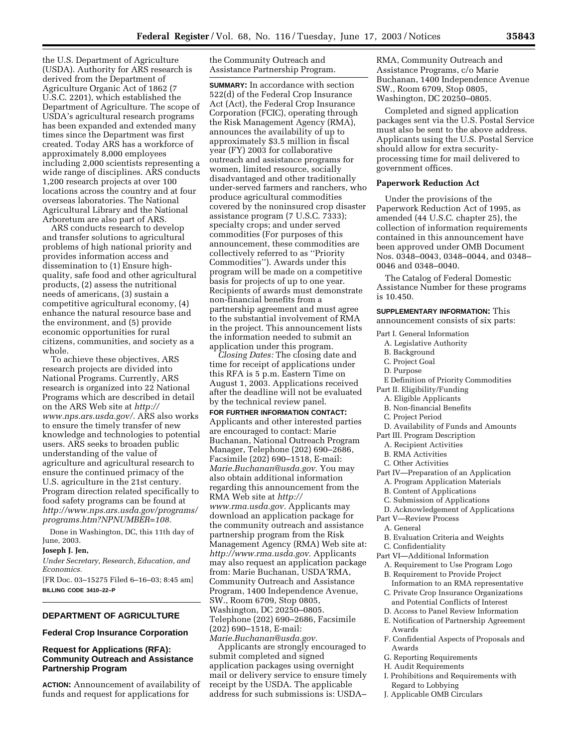the U.S. Department of Agriculture (USDA). Authority for ARS research is derived from the Department of Agriculture Organic Act of 1862 (7 U.S.C. 2201), which established the Department of Agriculture. The scope of USDA's agricultural research programs has been expanded and extended many times since the Department was first created. Today ARS has a workforce of approximately 8,000 employees including 2,000 scientists representing a wide range of disciplines. ARS conducts 1,200 research projects at over 100 locations across the country and at four overseas laboratories. The National Agricultural Library and the National Arboretum are also part of ARS.

ARS conducts research to develop and transfer solutions to agricultural problems of high national priority and provides information access and dissemination to (1) Ensure high-quality, safe food and other agricultural products, (2) assess the nutritional needs of americans, (3) sustain a competitive agricultural economy, (4) enhance the natural resource base and the environment, and (5) provide economic opportunities for rural citizens, communities, and society as a whole.

To achieve these objectives, ARS research projects are divided into National Programs. Currently, ARS research is organized into 22 National Programs which are described in detail on the ARS Web site at *http://www.nps.ars.usda.gov/.* ARS also works to ensure the timely transfer of new knowledge and technologies to potential users. ARS seeks to broaden public understanding of the value of agriculture and agricultural research to ensure the continued primacy of the U.S. agriculture in the 21st century. Program direction related specifically to food safety programs can be found at *http://www.nps.ars.usda.gov/programs/programs.htm?NPNUMBER=108.*

Done in Washington, DC, this 11th day of June, 2003.

**Joseph J. Jen,**

*Under Secretary, Research, Education, and Economics.*

[FR Doc. 03–15275 Filed 6–16–03; 8:45 am]

**BILLING CODE 3410–22–P**

## DEPARTMENT OF AGRICULTURE

### Federal Crop Insurance Corporation

### Request for Applications (RFA): Community Outreach and Assistance Partnership Program

**ACTION:** Announcement of availability of funds and request for applications for the Community Outreach and Assistance Partnership Program.

**SUMMARY:** In accordance with section 522(d) of the Federal Crop Insurance Act (Act), the Federal Crop Insurance Corporation (FCIC), operating through the Risk Management Agency (RMA), announces the availability of up to approximately $3.5 million in fiscal year (FY) 2003 for collaborative outreach and assistance programs for women, limited resource, socially disadvantaged and other traditionally under-served farmers and ranchers, who produce agricultural commodities covered by the noninsured crop disaster assistance program (7 U.S.C. 7333); specialty crops; and under served commodities (For purposes of this announcement, these commodities are collectively referred to as ''Priority Commodities''). Awards under this program will be made on a competitive basis for projects of up to one year. Recipients of awards must demonstrate non-financial benefits from a partnership agreement and must agree to the substantial involvement of RMA in the project. This announcement lists the information needed to submit an application under this program.

*Closing Dates:* The closing date and time for receipt of applications under this RFA is 5 p.m. Eastern Time on August 1, 2003. Applications received after the deadline will not be evaluated by the technical review panel.

**FOR FURTHER INFORMATION CONTACT:** Applicants and other interested parties are encouraged to contact: Marie Buchanan, National Outreach Program Manager, Telephone (202) 690–2686, Facsimile (202) 690–1518, E-mail: *Marie.Buchanan@usda.gov.* You may also obtain additional information regarding this announcement from the RMA Web site at *http://www.rma.usda.gov.* Applicants may download an application package for the community outreach and assistance partnership program from the Risk Management Agency (RMA) Web site at: *http://www.rma.usda.gov.* Applicants may also request an application package from: Marie Buchanan, USDA'RMA, Community Outreach and Assistance Program, 1400 Independence Avenue, SW., Room 6709, Stop 0805, Washington, DC 20250–0805. Telephone (202) 690–2686, Facsimile (202) 690–1518, E-mail: *Marie.Buchanan@usda.gov.*

Applicants are strongly encouraged to submit completed and signed application packages using overnight mail or delivery service to ensure timely receipt by the USDA. The applicable address for such submissions is: USDA–RMA, Community Outreach and Assistance Programs, c/o Marie Buchanan, 1400 Independence Avenue SW., Room 6709, Stop 0805, Washington, DC 20250–0805.

Completed and signed application packages sent via the U.S. Postal Service must also be sent to the above address. Applicants using the U.S. Postal Service should allow for extra security-processing time for mail delivered to government offices.

**Paperwork Reduction Act**

Under the provisions of the Paperwork Reduction Act of 1995, as amended (44 U.S.C. chapter 25), the collection of information requirements contained in this announcement have been approved under OMB Document Nos. 0348–0043, 0348–0044, and 0348–0046 and 0348–0040.

The Catalog of Federal Domestic Assistance Number for these programs is 10.450.

**SUPPLEMENTARY INFORMATION:** This announcement consists of six parts:

Part I. General Information
- A. Legislative Authority
- B. Background
- C. Project Goal
- D. Purpose
- E Definition of Priority Commodities

Part II. Eligibility/Funding
- A. Eligible Applicants
- B. Non-financial Benefits
- C. Project Period
- D. Availability of Funds and Amounts

Part III. Program Description
- A. Recipient Activities
- B. RMA Activities
- C. Other Activities

Part IV—Preparation of an Application
- A. Program Application Materials
- B. Content of Applications
- C. Submission of Applications
- D. Acknowledgement of Applications

Part V—Review Process
- A. General
- B. Evaluation Criteria and Weights
- C. Confidentiality

Part VI—Additional Information
- A. Requirement to Use Program Logo
- B. Requirement to Provide Project Information to an RMA representative
- C. Private Crop Insurance Organizations and Potential Conflicts of Interest
- D. Access to Panel Review Information
- E. Notification of Partnership Agreement Awards
- F. Confidential Aspects of Proposals and Awards
- G. Reporting Requirements
- H. Audit Requirements
- I. Prohibitions and Requirements with Regard to Lobbying
- J. Applicable OMB Circulars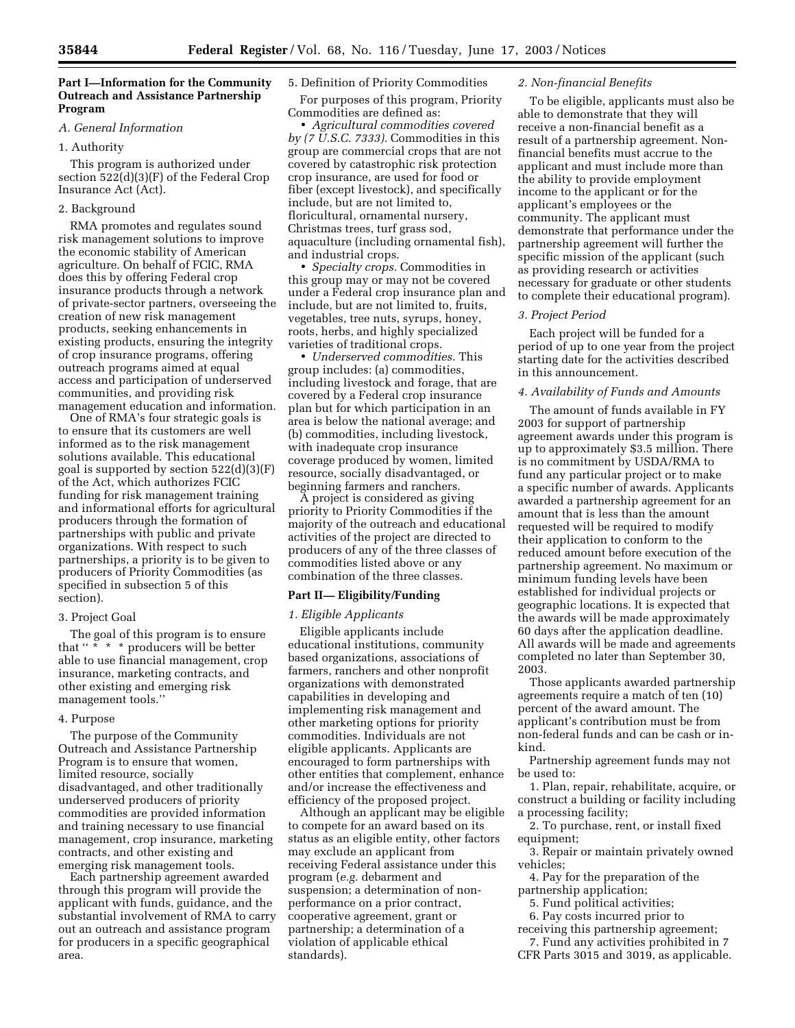## Part I—Information for the Community Outreach and Assistance Partnership Program

### *A. General Information*

1. Authority

This program is authorized under section 522(d)(3)(F) of the Federal Crop Insurance Act (Act).

2. Background

RMA promotes and regulates sound risk management solutions to improve the economic stability of American agriculture. On behalf of FCIC, RMA does this by offering Federal crop insurance products through a network of private-sector partners, overseeing the creation of new risk management products, seeking enhancements in existing products, ensuring the integrity of crop insurance programs, offering outreach programs aimed at equal access and participation of underserved communities, and providing risk management education and information.

One of RMA's four strategic goals is to ensure that its customers are well informed as to the risk management solutions available. This educational goal is supported by section 522(d)(3)(F) of the Act, which authorizes FCIC funding for risk management training and informational efforts for agricultural producers through the formation of partnerships with public and private organizations. With respect to such partnerships, a priority is to be given to producers of Priority Commodities (as specified in subsection 5 of this section).

3. Project Goal

The goal of this program is to ensure that '' * * * producers will be better able to use financial management, crop insurance, marketing contracts, and other existing and emerging risk management tools.''

4. Purpose

The purpose of the Community Outreach and Assistance Partnership Program is to ensure that women, limited resource, socially disadvantaged, and other traditionally underserved producers of priority commodities are provided information and training necessary to use financial management, crop insurance, marketing contracts, and other existing and emerging risk management tools.

Each partnership agreement awarded through this program will provide the applicant with funds, guidance, and the substantial involvement of RMA to carry out an outreach and assistance program for producers in a specific geographical area.

5. Definition of Priority Commodities

For purposes of this program, Priority Commodities are defined as:

- *Agricultural commodities covered by (7 U.S.C. 7333).* Commodities in this group are commercial crops that are not covered by catastrophic risk protection crop insurance, are used for food or fiber (except livestock), and specifically include, but are not limited to, floricultural, ornamental nursery, Christmas trees, turf grass sod, aquaculture (including ornamental fish), and industrial crops.
- *Specialty crops.* Commodities in this group may or may not be covered under a Federal crop insurance plan and include, but are not limited to, fruits, vegetables, tree nuts, syrups, honey, roots, herbs, and highly specialized varieties of traditional crops.
- *Underserved commodities.* This group includes: (a) commodities, including livestock and forage, that are covered by a Federal crop insurance plan but for which participation in an area is below the national average; and (b) commodities, including livestock, with inadequate crop insurance coverage produced by women, limited resource, socially disadvantaged, or beginning farmers and ranchers.

A project is considered as giving priority to Priority Commodities if the majority of the outreach and educational activities of the project are directed to producers of any of the three classes of commodities listed above or any combination of the three classes.

## Part II— Eligibility/Funding

### *1. Eligible Applicants*

Eligible applicants include educational institutions, community based organizations, associations of farmers, ranchers and other nonprofit organizations with demonstrated capabilities in developing and implementing risk management and other marketing options for priority commodities. Individuals are not eligible applicants. Applicants are encouraged to form partnerships with other entities that complement, enhance and/or increase the effectiveness and efficiency of the proposed project.

Although an applicant may be eligible to compete for an award based on its status as an eligible entity, other factors may exclude an applicant from receiving Federal assistance under this program (*e.g.* debarment and suspension; a determination of non-performance on a prior contract, cooperative agreement, grant or partnership; a determination of a violation of applicable ethical standards).

### *2. Non-financial Benefits*

To be eligible, applicants must also be able to demonstrate that they will receive a non-financial benefit as a result of a partnership agreement. Non-financial benefits must accrue to the applicant and must include more than the ability to provide employment income to the applicant or for the applicant's employees or the community. The applicant must demonstrate that performance under the partnership agreement will further the specific mission of the applicant (such as providing research or activities necessary for graduate or other students to complete their educational program).

### *3. Project Period*

Each project will be funded for a period of up to one year from the project starting date for the activities described in this announcement.

### *4. Availability of Funds and Amounts*

The amount of funds available in FY 2003 for support of partnership agreement awards under this program is up to approximately $3.5 million. There is no commitment by USDA/RMA to fund any particular project or to make a specific number of awards. Applicants awarded a partnership agreement for an amount that is less than the amount requested will be required to modify their application to conform to the reduced amount before execution of the partnership agreement. No maximum or minimum funding levels have been established for individual projects or geographic locations. It is expected that the awards will be made approximately 60 days after the application deadline. All awards will be made and agreements completed no later than September 30, 2003.

Those applicants awarded partnership agreements require a match of ten (10) percent of the award amount. The applicant's contribution must be from non-federal funds and can be cash or in-kind.

Partnership agreement funds may not be used to:

1. Plan, repair, rehabilitate, acquire, or construct a building or facility including a processing facility;
2. To purchase, rent, or install fixed equipment;
3. Repair or maintain privately owned vehicles;
4. Pay for the preparation of the partnership application;
5. Fund political activities;
6. Pay costs incurred prior to receiving this partnership agreement;
7. Fund any activities prohibited in 7 CFR Parts 3015 and 3019, as applicable.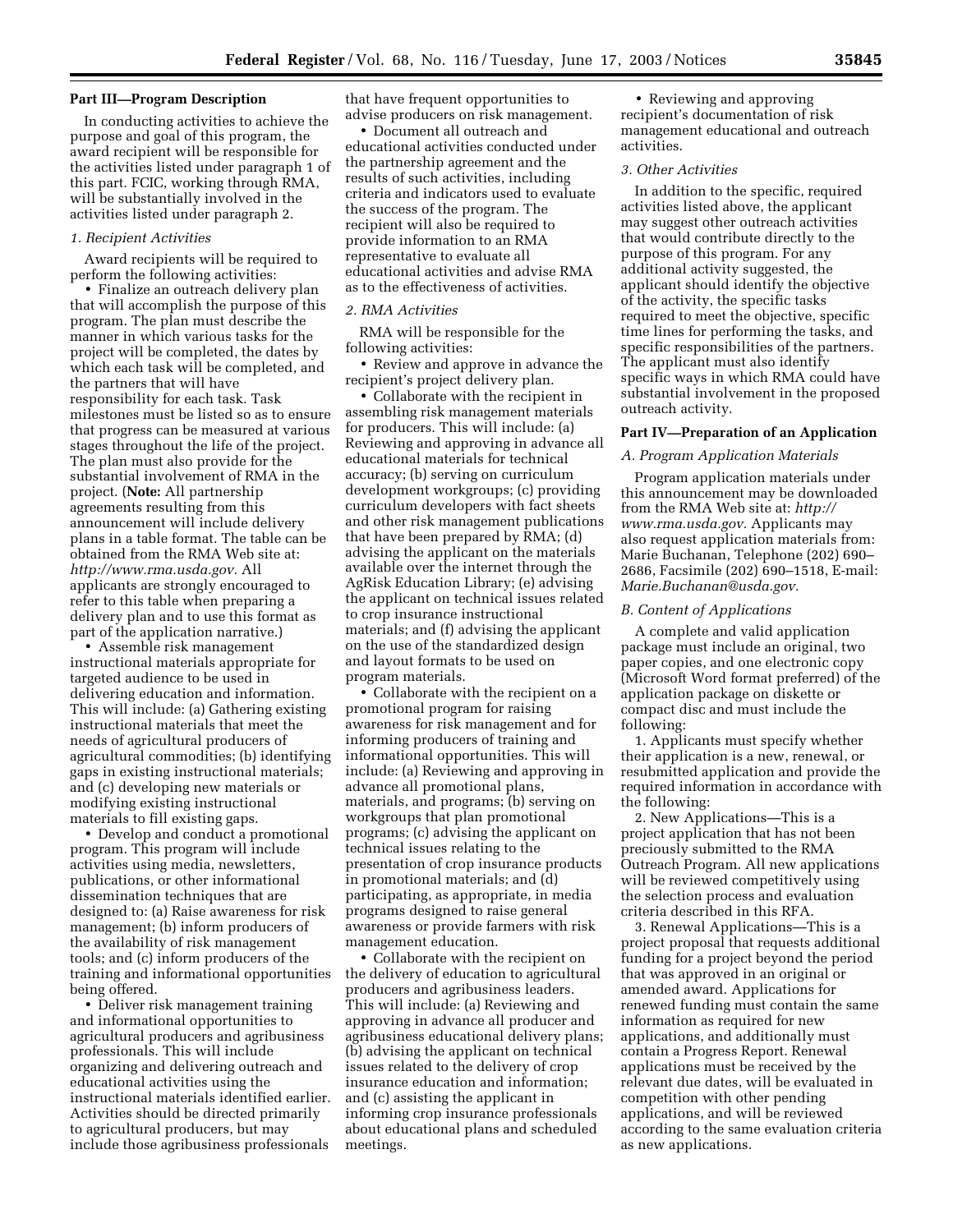### Part III—Program Description

In conducting activities to achieve the purpose and goal of this program, the award recipient will be responsible for the activities listed under paragraph 1 of this part. FCIC, working through RMA, will be substantially involved in the activities listed under paragraph 2.

*1. Recipient Activities*

Award recipients will be required to perform the following activities:

- Finalize an outreach delivery plan that will accomplish the purpose of this program. The plan must describe the manner in which various tasks for the project will be completed, the dates by which each task will be completed, and the partners that will have responsibility for each task. Task milestones must be listed so as to ensure that progress can be measured at various stages throughout the life of the project. The plan must also provide for the substantial involvement of RMA in the project. (**Note:** All partnership agreements resulting from this announcement will include delivery plans in a table format. The table can be obtained from the RMA Web site at: *http://www.rma.usda.gov.* All applicants are strongly encouraged to refer to this table when preparing a delivery plan and to use this format as part of the application narrative.)
- Assemble risk management instructional materials appropriate for targeted audience to be used in delivering education and information. This will include: (a) Gathering existing instructional materials that meet the needs of agricultural producers of agricultural commodities; (b) identifying gaps in existing instructional materials; and (c) developing new materials or modifying existing instructional materials to fill existing gaps.
- Develop and conduct a promotional program. This program will include activities using media, newsletters, publications, or other informational dissemination techniques that are designed to: (a) Raise awareness for risk management; (b) inform producers of the availability of risk management tools; and (c) inform producers of the training and informational opportunities being offered.
- Deliver risk management training and informational opportunities to agricultural producers and agribusiness professionals. This will include organizing and delivering outreach and educational activities using the instructional materials identified earlier. Activities should be directed primarily to agricultural producers, but may include those agribusiness professionals that have frequent opportunities to advise producers on risk management.
- Document all outreach and educational activities conducted under the partnership agreement and the results of such activities, including criteria and indicators used to evaluate the success of the program. The recipient will also be required to provide information to an RMA representative to evaluate all educational activities and advise RMA as to the effectiveness of activities.

*2. RMA Activities*

RMA will be responsible for the following activities:

- Review and approve in advance the recipient's project delivery plan.
- Collaborate with the recipient in assembling risk management materials for producers. This will include: (a) Reviewing and approving in advance all educational materials for technical accuracy; (b) serving on curriculum development workgroups; (c) providing curriculum developers with fact sheets and other risk management publications that have been prepared by RMA; (d) advising the applicant on the materials available over the internet through the AgRisk Education Library; (e) advising the applicant on technical issues related to crop insurance instructional materials; and (f) advising the applicant on the use of the standardized design and layout formats to be used on program materials.
- Collaborate with the recipient on a promotional program for raising awareness for risk management and for informing producers of training and informational opportunities. This will include: (a) Reviewing and approving in advance all promotional plans, materials, and programs; (b) serving on workgroups that plan promotional programs; (c) advising the applicant on technical issues relating to the presentation of crop insurance products in promotional materials; and (d) participating, as appropriate, in media programs designed to raise general awareness or provide farmers with risk management education.
- Collaborate with the recipient on the delivery of education to agricultural producers and agribusiness leaders. This will include: (a) Reviewing and approving in advance all producer and agribusiness educational delivery plans; (b) advising the applicant on technical issues related to the delivery of crop insurance education and information; and (c) assisting the applicant in informing crop insurance professionals about educational plans and scheduled meetings.
- Reviewing and approving recipient's documentation of risk management educational and outreach activities.

*3. Other Activities*

In addition to the specific, required activities listed above, the applicant may suggest other outreach activities that would contribute directly to the purpose of this program. For any additional activity suggested, the applicant should identify the objective of the activity, the specific tasks required to meet the objective, specific time lines for performing the tasks, and specific responsibilities of the partners. The applicant must also identify specific ways in which RMA could have substantial involvement in the proposed outreach activity.

### Part IV—Preparation of an Application

*A. Program Application Materials*

Program application materials under this announcement may be downloaded from the RMA Web site at: *http://www.rma.usda.gov.* Applicants may also request application materials from: Marie Buchanan, Telephone (202) 690–2686, Facsimile (202) 690–1518, E-mail: *Marie.Buchanan@usda.gov.*

*B. Content of Applications*

A complete and valid application package must include an original, two paper copies, and one electronic copy (Microsoft Word format preferred) of the application package on diskette or compact disc and must include the following:

1. Applicants must specify whether their application is a new, renewal, or resubmitted application and provide the required information in accordance with the following:

2. New Applications—This is a project application that has not been preciously submitted to the RMA Outreach Program. All new applications will be reviewed competitively using the selection process and evaluation criteria described in this RFA.

3. Renewal Applications—This is a project proposal that requests additional funding for a project beyond the period that was approved in an original or amended award. Applications for renewed funding must contain the same information as required for new applications, and additionally must contain a Progress Report. Renewal applications must be received by the relevant due dates, will be evaluated in competition with other pending applications, and will be reviewed according to the same evaluation criteria as new applications.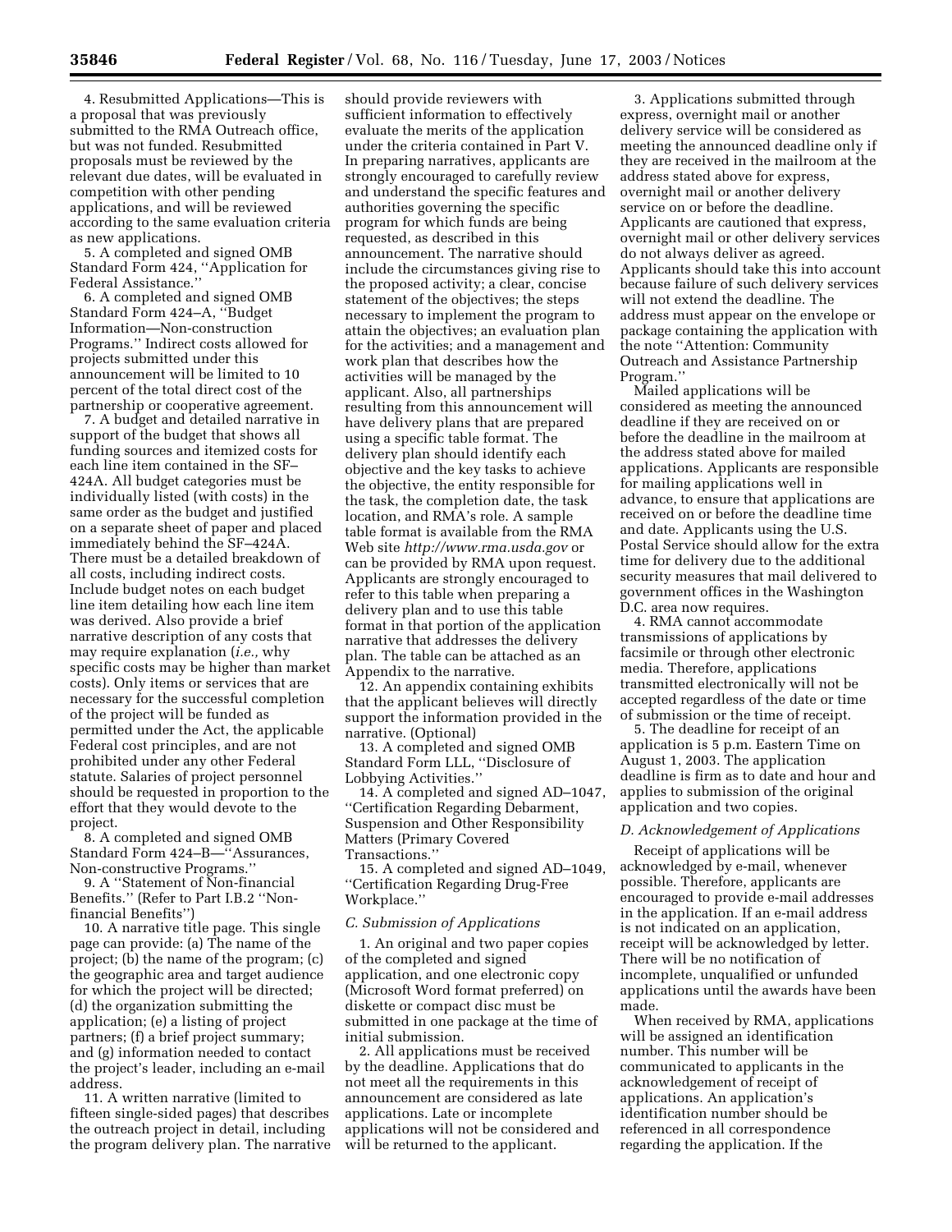4. Resubmitted Applications—This is a proposal that was previously submitted to the RMA Outreach office, but was not funded. Resubmitted proposals must be reviewed by the relevant due dates, will be evaluated in competition with other pending applications, and will be reviewed according to the same evaluation criteria as new applications.

5. A completed and signed OMB Standard Form 424, ''Application for Federal Assistance.''

6. A completed and signed OMB Standard Form 424–A, ''Budget Information—Non-construction Programs.'' Indirect costs allowed for projects submitted under this announcement will be limited to 10 percent of the total direct cost of the partnership or cooperative agreement.

7. A budget and detailed narrative in support of the budget that shows all funding sources and itemized costs for each line item contained in the SF–424A. All budget categories must be individually listed (with costs) in the same order as the budget and justified on a separate sheet of paper and placed immediately behind the SF–424A. There must be a detailed breakdown of all costs, including indirect costs. Include budget notes on each budget line item detailing how each line item was derived. Also provide a brief narrative description of any costs that may require explanation (*i.e.,* why specific costs may be higher than market costs). Only items or services that are necessary for the successful completion of the project will be funded as permitted under the Act, the applicable Federal cost principles, and are not prohibited under any other Federal statute. Salaries of project personnel should be requested in proportion to the effort that they would devote to the project.

8. A completed and signed OMB Standard Form 424–B—''Assurances, Non-constructive Programs.''

9. A ''Statement of Non-financial Benefits.'' (Refer to Part I.B.2 ''Non-financial Benefits'')

10. A narrative title page. This single page can provide: (a) The name of the project; (b) the name of the program; (c) the geographic area and target audience for which the project will be directed; (d) the organization submitting the application; (e) a listing of project partners; (f) a brief project summary; and (g) information needed to contact the project's leader, including an e-mail address.

11. A written narrative (limited to fifteen single-sided pages) that describes the outreach project in detail, including the program delivery plan. The narrative should provide reviewers with sufficient information to effectively evaluate the merits of the application under the criteria contained in Part V. In preparing narratives, applicants are strongly encouraged to carefully review and understand the specific features and authorities governing the specific program for which funds are being requested, as described in this announcement. The narrative should include the circumstances giving rise to the proposed activity; a clear, concise statement of the objectives; the steps necessary to implement the program to attain the objectives; an evaluation plan for the activities; and a management and work plan that describes how the activities will be managed by the applicant. Also, all partnerships resulting from this announcement will have delivery plans that are prepared using a specific table format. The delivery plan should identify each objective and the key tasks to achieve the objective, the entity responsible for the task, the completion date, the task location, and RMA's role. A sample table format is available from the RMA Web site *http://www.rma.usda.gov* or can be provided by RMA upon request. Applicants are strongly encouraged to refer to this table when preparing a delivery plan and to use this table format in that portion of the application narrative that addresses the delivery plan. The table can be attached as an Appendix to the narrative.

12. An appendix containing exhibits that the applicant believes will directly support the information provided in the narrative. (Optional)

13. A completed and signed OMB Standard Form LLL, ''Disclosure of Lobbying Activities.''

14. A completed and signed AD–1047, ''Certification Regarding Debarment, Suspension and Other Responsibility Matters (Primary Covered Transactions.''

15. A completed and signed AD–1049, ''Certification Regarding Drug-Free Workplace.''

### *C. Submission of Applications*

1. An original and two paper copies of the completed and signed application, and one electronic copy (Microsoft Word format preferred) on diskette or compact disc must be submitted in one package at the time of initial submission.

2. All applications must be received by the deadline. Applications that do not meet all the requirements in this announcement are considered as late applications. Late or incomplete applications will not be considered and will be returned to the applicant.

3. Applications submitted through express, overnight mail or another delivery service will be considered as meeting the announced deadline only if they are received in the mailroom at the address stated above for express, overnight mail or another delivery service on or before the deadline. Applicants are cautioned that express, overnight mail or other delivery services do not always deliver as agreed. Applicants should take this into account because failure of such delivery services will not extend the deadline. The address must appear on the envelope or package containing the application with the note ''Attention: Community Outreach and Assistance Partnership Program.''

Mailed applications will be considered as meeting the announced deadline if they are received on or before the deadline in the mailroom at the address stated above for mailed applications. Applicants are responsible for mailing applications well in advance, to ensure that applications are received on or before the deadline time and date. Applicants using the U.S. Postal Service should allow for the extra time for delivery due to the additional security measures that mail delivered to government offices in the Washington D.C. area now requires.

4. RMA cannot accommodate transmissions of applications by facsimile or through other electronic media. Therefore, applications transmitted electronically will not be accepted regardless of the date or time of submission or the time of receipt.

5. The deadline for receipt of an application is 5 p.m. Eastern Time on August 1, 2003. The application deadline is firm as to date and hour and applies to submission of the original application and two copies.

### *D. Acknowledgement of Applications*

Receipt of applications will be acknowledged by e-mail, whenever possible. Therefore, applicants are encouraged to provide e-mail addresses in the application. If an e-mail address is not indicated on an application, receipt will be acknowledged by letter. There will be no notification of incomplete, unqualified or unfunded applications until the awards have been made.

When received by RMA, applications will be assigned an identification number. This number will be communicated to applicants in the acknowledgement of receipt of applications. An application's identification number should be referenced in all correspondence regarding the application. If the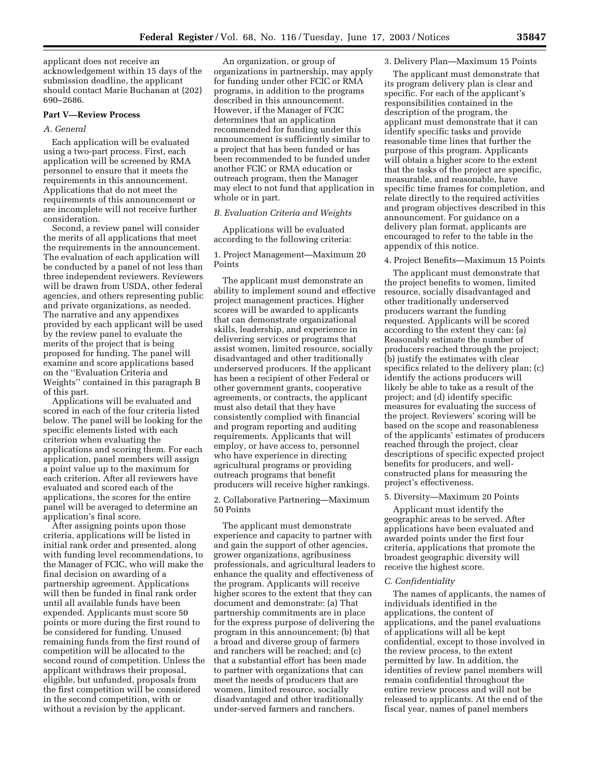applicant does not receive an acknowledgement within 15 days of the submission deadline, the applicant should contact Marie Buchanan at (202) 690–2686.

## Part V—Review Process

### A. General

Each application will be evaluated using a two-part process. First, each application will be screened by RMA personnel to ensure that it meets the requirements in this announcement. Applications that do not meet the requirements of this announcement or are incomplete will not receive further consideration.

Second, a review panel will consider the merits of all applications that meet the requirements in the announcement. The evaluation of each application will be conducted by a panel of not less than three independent reviewers. Reviewers will be drawn from USDA, other federal agencies, and others representing public and private organizations, as needed. The narrative and any appendixes provided by each applicant will be used by the review panel to evaluate the merits of the project that is being proposed for funding. The panel will examine and score applications based on the ''Evaluation Criteria and Weights'' contained in this paragraph B of this part.

Applications will be evaluated and scored in each of the four criteria listed below. The panel will be looking for the specific elements listed with each criterion when evaluating the applications and scoring them. For each application, panel members will assign a point value up to the maximum for each criterion. After all reviewers have evaluated and scored each of the applications, the scores for the entire panel will be averaged to determine an application's final score.

After assigning points upon those criteria, applications will be listed in initial rank order and presented, along with funding level recommendations, to the Manager of FCIC, who will make the final decision on awarding of a partnership agreement. Applications will then be funded in final rank order until all available funds have been expended. Applicants must score 50 points or more during the first round to be considered for funding. Unused remaining funds from the first round of competition will be allocated to the second round of competition. Unless the applicant withdraws their proposal, eligible, but unfunded, proposals from the first competition will be considered in the second competition, with or without a revision by the applicant.

An organization, or group of organizations in partnership, may apply for funding under other FCIC or RMA programs, in addition to the programs described in this announcement. However, if the Manager of FCIC determines that an application recommended for funding under this announcement is sufficiently similar to a project that has been funded or has been recommended to be funded under another FCIC or RMA education or outreach program, then the Manager may elect to not fund that application in whole or in part.

### B. Evaluation Criteria and Weights

Applications will be evaluated according to the following criteria:

1. Project Management—Maximum 20 Points

The applicant must demonstrate an ability to implement sound and effective project management practices. Higher scores will be awarded to applicants that can demonstrate organizational skills, leadership, and experience in delivering services or programs that assist women, limited resource, socially disadvantaged and other traditionally underserved producers. If the applicant has been a recipient of other Federal or other government grants, cooperative agreements, or contracts, the applicant must also detail that they have consistently complied with financial and program reporting and auditing requirements. Applicants that will employ, or have access to, personnel who have experience in directing agricultural programs or providing outreach programs that benefit producers will receive higher rankings.

2. Collaborative Partnering—Maximum 50 Points

The applicant must demonstrate experience and capacity to partner with and gain the support of other agencies, grower organizations, agribusiness professionals, and agricultural leaders to enhance the quality and effectiveness of the program. Applicants will receive higher scores to the extent that they can document and demonstrate: (a) That partnership commitments are in place for the express purpose of delivering the program in this announcement; (b) that a broad and diverse group of farmers and ranchers will be reached; and (c) that a substantial effort has been made to partner with organizations that can meet the needs of producers that are women, limited resource, socially disadvantaged and other traditionally under-served farmers and ranchers.

3. Delivery Plan—Maximum 15 Points

The applicant must demonstrate that its program delivery plan is clear and specific. For each of the applicant's responsibilities contained in the description of the program, the applicant must demonstrate that it can identify specific tasks and provide reasonable time lines that further the purpose of this program. Applicants will obtain a higher score to the extent that the tasks of the project are specific, measurable, and reasonable, have specific time frames for completion, and relate directly to the required activities and program objectives described in this announcement. For guidance on a delivery plan format, applicants are encouraged to refer to the table in the appendix of this notice.

4. Project Benefits—Maximum 15 Points

The applicant must demonstrate that the project benefits to women, limited resource, socially disadvantaged and other traditionally underserved producers warrant the funding requested. Applicants will be scored according to the extent they can: (a) Reasonably estimate the number of producers reached through the project; (b) justify the estimates with clear specifics related to the delivery plan; (c) identify the actions producers will likely be able to take as a result of the project; and (d) identify specific measures for evaluating the success of the project. Reviewers' scoring will be based on the scope and reasonableness of the applicants' estimates of producers reached through the project, clear descriptions of specific expected project benefits for producers, and well-constructed plans for measuring the project's effectiveness.

5. Diversity—Maximum 20 Points

Applicant must identify the geographic areas to be served. After applications have been evaluated and awarded points under the first four criteria, applications that promote the broadest geographic diversity will receive the highest score.

### C. Confidentiality

The names of applicants, the names of individuals identified in the applications, the content of applications, and the panel evaluations of applications will all be kept confidential, except to those involved in the review process, to the extent permitted by law. In addition, the identities of review panel members will remain confidential throughout the entire review process and will not be released to applicants. At the end of the fiscal year, names of panel members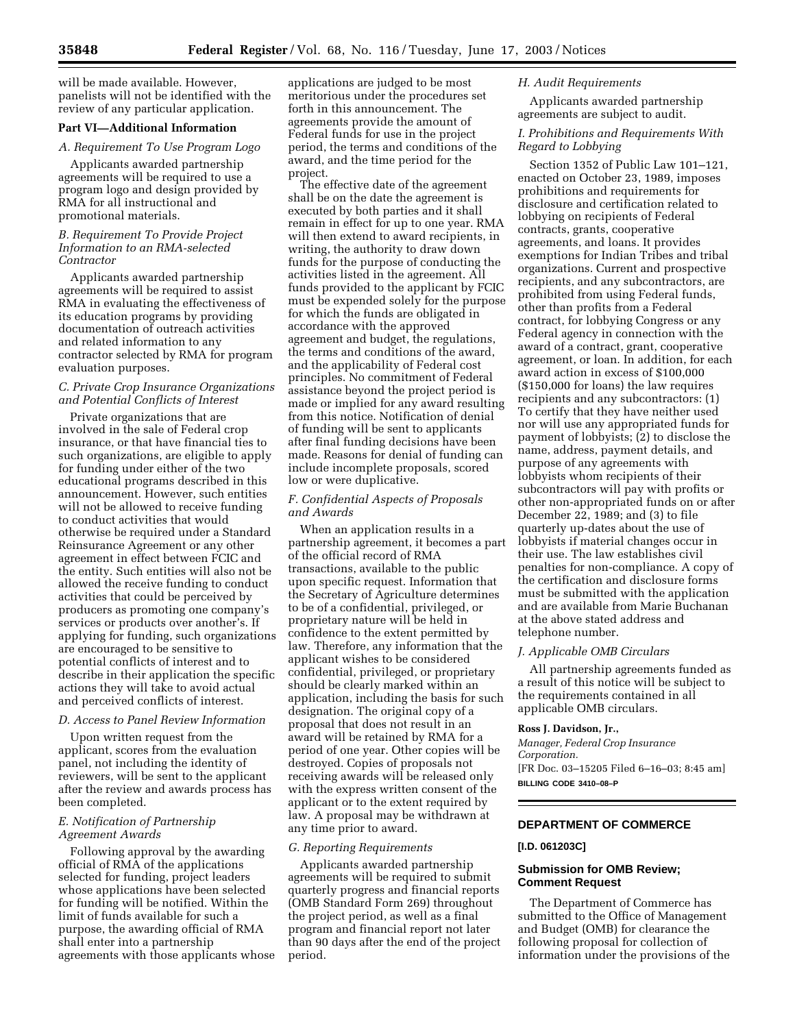will be made available. However, panelists will not be identified with the review of any particular application.

**Part VI—Additional Information**

*A. Requirement To Use Program Logo*

Applicants awarded partnership agreements will be required to use a program logo and design provided by RMA for all instructional and promotional materials.

*B. Requirement To Provide Project Information to an RMA-selected Contractor*

Applicants awarded partnership agreements will be required to assist RMA in evaluating the effectiveness of its education programs by providing documentation of outreach activities and related information to any contractor selected by RMA for program evaluation purposes.

*C. Private Crop Insurance Organizations and Potential Conflicts of Interest*

Private organizations that are involved in the sale of Federal crop insurance, or that have financial ties to such organizations, are eligible to apply for funding under either of the two educational programs described in this announcement. However, such entities will not be allowed to receive funding to conduct activities that would otherwise be required under a Standard Reinsurance Agreement or any other agreement in effect between FCIC and the entity. Such entities will also not be allowed the receive funding to conduct activities that could be perceived by producers as promoting one company's services or products over another's. If applying for funding, such organizations are encouraged to be sensitive to potential conflicts of interest and to describe in their application the specific actions they will take to avoid actual and perceived conflicts of interest.

*D. Access to Panel Review Information*

Upon written request from the applicant, scores from the evaluation panel, not including the identity of reviewers, will be sent to the applicant after the review and awards process has been completed.

*E. Notification of Partnership Agreement Awards*

Following approval by the awarding official of RMA of the applications selected for funding, project leaders whose applications have been selected for funding will be notified. Within the limit of funds available for such a purpose, the awarding official of RMA shall enter into a partnership agreements with those applicants whose applications are judged to be most meritorious under the procedures set forth in this announcement. The agreements provide the amount of Federal funds for use in the project period, the terms and conditions of the award, and the time period for the project.

The effective date of the agreement shall be on the date the agreement is executed by both parties and it shall remain in effect for up to one year. RMA will then extend to award recipients, in writing, the authority to draw down funds for the purpose of conducting the activities listed in the agreement. All funds provided to the applicant by FCIC must be expended solely for the purpose for which the funds are obligated in accordance with the approved agreement and budget, the regulations, the terms and conditions of the award, and the applicability of Federal cost principles. No commitment of Federal assistance beyond the project period is made or implied for any award resulting from this notice. Notification of denial of funding will be sent to applicants after final funding decisions have been made. Reasons for denial of funding can include incomplete proposals, scored low or were duplicative.

*F. Confidential Aspects of Proposals and Awards*

When an application results in a partnership agreement, it becomes a part of the official record of RMA transactions, available to the public upon specific request. Information that the Secretary of Agriculture determines to be of a confidential, privileged, or proprietary nature will be held in confidence to the extent permitted by law. Therefore, any information that the applicant wishes to be considered confidential, privileged, or proprietary should be clearly marked within an application, including the basis for such designation. The original copy of a proposal that does not result in an award will be retained by RMA for a period of one year. Other copies will be destroyed. Copies of proposals not receiving awards will be released only with the express written consent of the applicant or to the extent required by law. A proposal may be withdrawn at any time prior to award.

*G. Reporting Requirements*

Applicants awarded partnership agreements will be required to submit quarterly progress and financial reports (OMB Standard Form 269) throughout the project period, as well as a final program and financial report not later than 90 days after the end of the project period.

*H. Audit Requirements*

Applicants awarded partnership agreements are subject to audit.

*I. Prohibitions and Requirements With Regard to Lobbying*

Section 1352 of Public Law 101–121, enacted on October 23, 1989, imposes prohibitions and requirements for disclosure and certification related to lobbying on recipients of Federal contracts, grants, cooperative agreements, and loans. It provides exemptions for Indian Tribes and tribal organizations. Current and prospective recipients, and any subcontractors, are prohibited from using Federal funds, other than profits from a Federal contract, for lobbying Congress or any Federal agency in connection with the award of a contract, grant, cooperative agreement, or loan. In addition, for each award action in excess of $100,000 ($150,000 for loans) the law requires recipients and any subcontractors: (1) To certify that they have neither used nor will use any appropriated funds for payment of lobbyists; (2) to disclose the name, address, payment details, and purpose of any agreements with lobbyists whom recipients of their subcontractors will pay with profits or other non-appropriated funds on or after December 22, 1989; and (3) to file quarterly up-dates about the use of lobbyists if material changes occur in their use. The law establishes civil penalties for non-compliance. A copy of the certification and disclosure forms must be submitted with the application and are available from Marie Buchanan at the above stated address and telephone number.

*J. Applicable OMB Circulars*

All partnership agreements funded as a result of this notice will be subject to the requirements contained in all applicable OMB circulars.

**Ross J. Davidson, Jr.,**

*Manager, Federal Crop Insurance Corporation.*

[FR Doc. 03–15205 Filed 6–16–03; 8:45 am]

**BILLING CODE 3410–08–P**

## DEPARTMENT OF COMMERCE

**[I.D. 061203C]**

### Submission for OMB Review; Comment Request

The Department of Commerce has submitted to the Office of Management and Budget (OMB) for clearance the following proposal for collection of information under the provisions of the